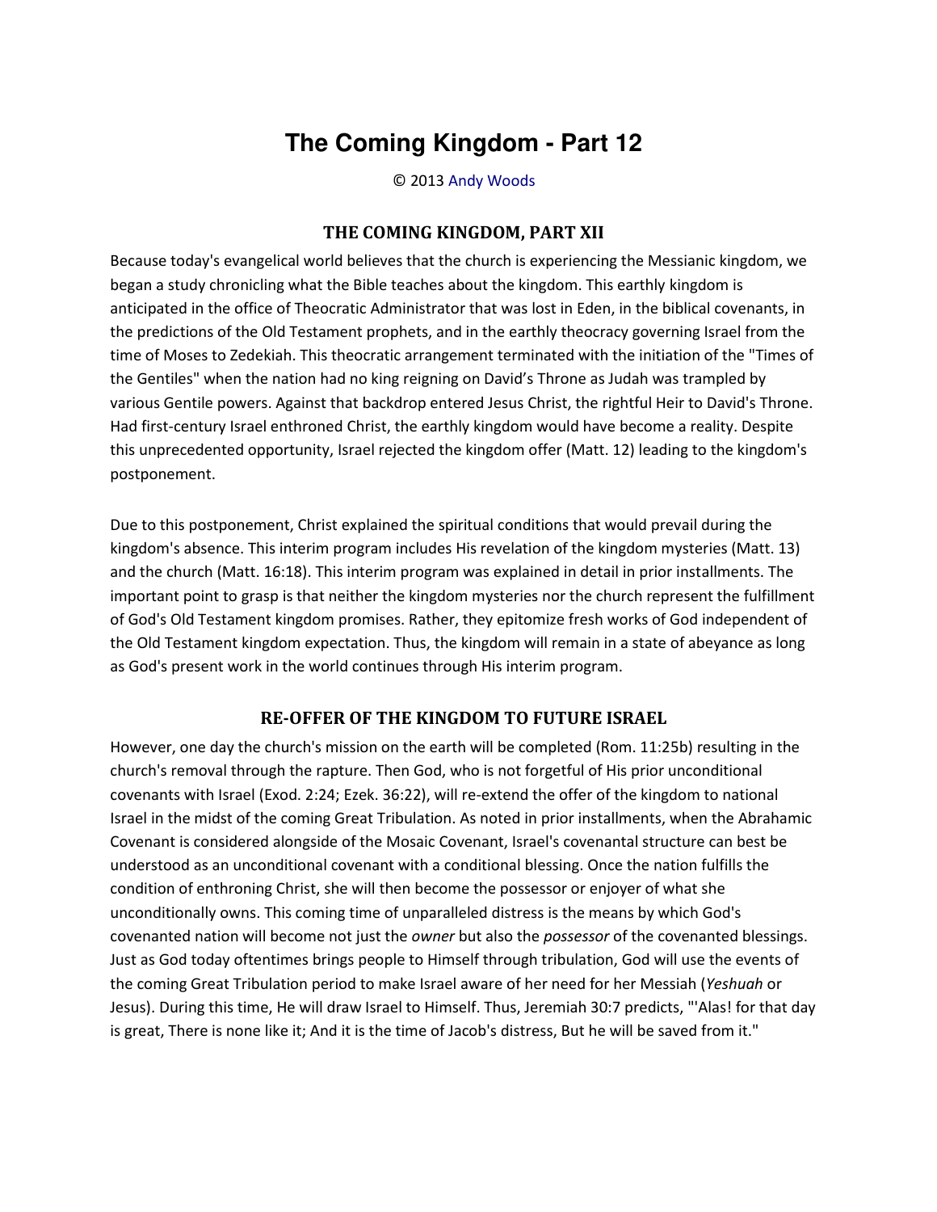# The Coming Kingdom - Part 12

© 2013 Andy Woods

## THE COMING KINGDOM, PART XII

Because today's evangelical world believes that the church is experiencing the Messianic kingdom, we began a study chronicling what the Bible teaches about the kingdom. This earthly kingdom is anticipated in the office of Theocratic Administrator that was lost in Eden, in the biblical covenants, in the predictions of the Old Testament prophets, and in the earthly theocracy governing Israel from the time of Moses to Zedekiah. This theocratic arrangement terminated with the initiation of the "Times of the Gentiles" when the nation had no king reigning on David's Throne as Judah was trampled by various Gentile powers. Against that backdrop entered Jesus Christ, the rightful Heir to David's Throne. Had first-century Israel enthroned Christ, the earthly kingdom would have become a reality. Despite this unprecedented opportunity, Israel rejected the kingdom offer (Matt. 12) leading to the kingdom's postponement.

Due to this postponement, Christ explained the spiritual conditions that would prevail during the kingdom's absence. This interim program includes His revelation of the kingdom mysteries (Matt. 13) and the church (Matt. 16:18). This interim program was explained in detail in prior installments. The important point to grasp is that neither the kingdom mysteries nor the church represent the fulfillment of God's Old Testament kingdom promises. Rather, they epitomize fresh works of God independent of the Old Testament kingdom expectation. Thus, the kingdom will remain in a state of abeyance as long as God's present work in the world continues through His interim program.

## RE-OFFER OF THE KINGDOM TO FUTURE ISRAEL

However, one day the church's mission on the earth will be completed (Rom. 11:25b) resulting in the church's removal through the rapture. Then God, who is not forgetful of His prior unconditional covenants with Israel (Exod. 2:24; Ezek. 36:22), will re-extend the offer of the kingdom to national Israel in the midst of the coming Great Tribulation. As noted in prior installments, when the Abrahamic Covenant is considered alongside of the Mosaic Covenant, Israel's covenantal structure can best be understood as an unconditional covenant with a conditional blessing. Once the nation fulfills the condition of enthroning Christ, she will then become the possessor or enjoyer of what she unconditionally owns. This coming time of unparalleled distress is the means by which God's covenanted nation will become not just the *owner* but also the *possessor* of the covenanted blessings. Just as God today oftentimes brings people to Himself through tribulation, God will use the events of the coming Great Tribulation period to make Israel aware of her need for her Messiah (*Yeshuah* or Jesus). During this time, He will draw Israel to Himself. Thus, Jeremiah 30:7 predicts, "'Alas! for that day is great, There is none like it; And it is the time of Jacob's distress, But he will be saved from it."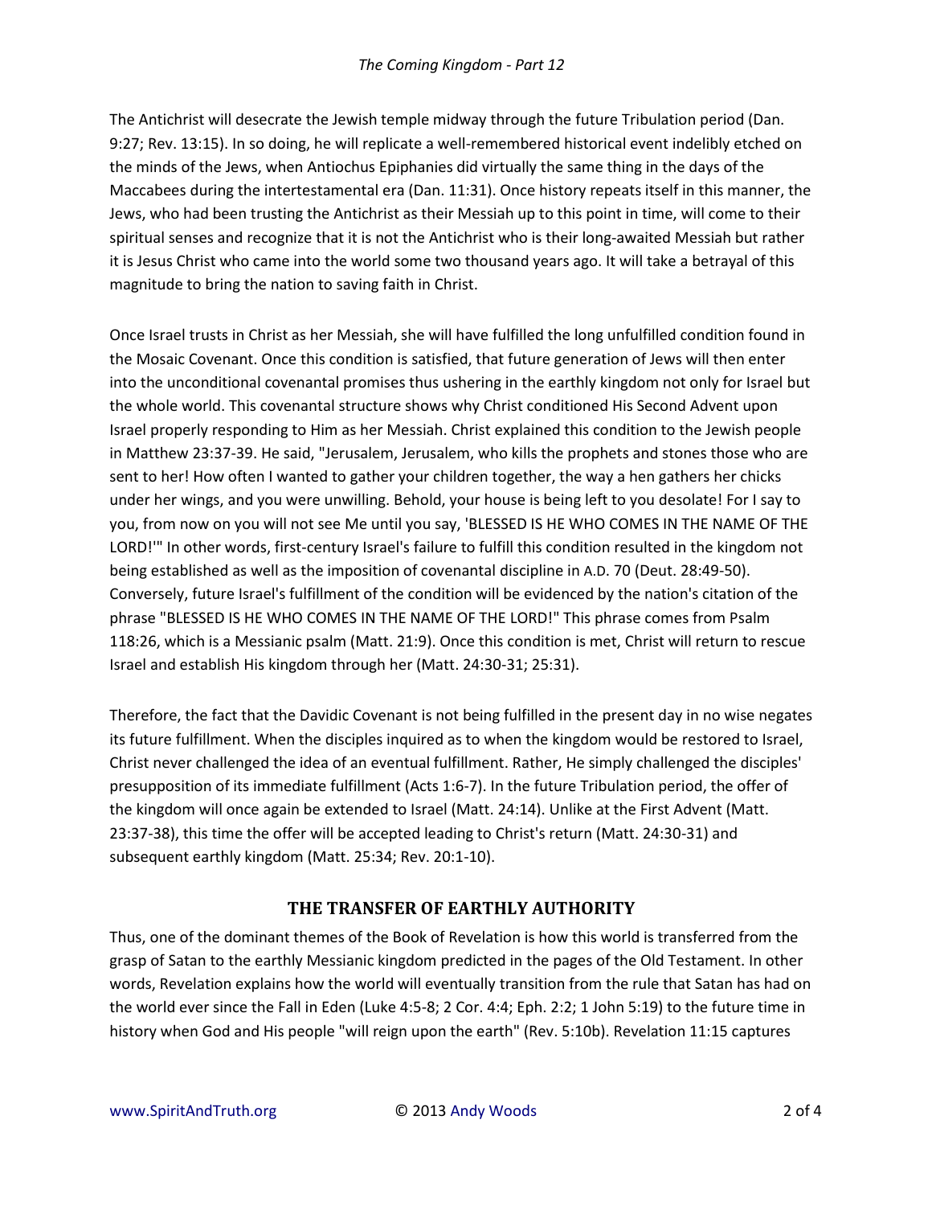The Antichrist will desecrate the Jewish temple midway through the future Tribulation period (Dan. 9:27; Rev. 13:15). In so doing, he will replicate a well-remembered historical event indelibly etched on the minds of the Jews, when Antiochus Epiphanies did virtually the same thing in the days of the Maccabees during the intertestamental era (Dan. 11:31). Once history repeats itself in this manner, the Jews, who had been trusting the Antichrist as their Messiah up to this point in time, will come to their spiritual senses and recognize that it is not the Antichrist who is their long-awaited Messiah but rather it is Jesus Christ who came into the world some two thousand years ago. It will take a betrayal of this magnitude to bring the nation to saving faith in Christ.

Once Israel trusts in Christ as her Messiah, she will have fulfilled the long unfulfilled condition found in the Mosaic Covenant. Once this condition is satisfied, that future generation of Jews will then enter into the unconditional covenantal promises thus ushering in the earthly kingdom not only for Israel but the whole world. This covenantal structure shows why Christ conditioned His Second Advent upon Israel properly responding to Him as her Messiah. Christ explained this condition to the Jewish people in Matthew 23:37-39. He said, "Jerusalem, Jerusalem, who kills the prophets and stones those who are sent to her! How often I wanted to gather your children together, the way a hen gathers her chicks under her wings, and you were unwilling. Behold, your house is being left to you desolate! For I say to you, from now on you will not see Me until you say, 'BLESSED IS HE WHO COMES IN THE NAME OF THE LORD!'" In other words, first-century Israel's failure to fulfill this condition resulted in the kingdom not being established as well as the imposition of covenantal discipline in A.D. 70 (Deut. 28:49-50). Conversely, future Israel's fulfillment of the condition will be evidenced by the nation's citation of the phrase "BLESSED IS HE WHO COMES IN THE NAME OF THE LORD!" This phrase comes from Psalm 118:26, which is a Messianic psalm (Matt. 21:9). Once this condition is met, Christ will return to rescue Israel and establish His kingdom through her (Matt. 24:30-31; 25:31).

Therefore, the fact that the Davidic Covenant is not being fulfilled in the present day in no wise negates its future fulfillment. When the disciples inquired as to when the kingdom would be restored to Israel, Christ never challenged the idea of an eventual fulfillment. Rather, He simply challenged the disciples' presupposition of its immediate fulfillment (Acts 1:6-7). In the future Tribulation period, the offer of the kingdom will once again be extended to Israel (Matt. 24:14). Unlike at the First Advent (Matt. 23:37-38), this time the offer will be accepted leading to Christ's return (Matt. 24:30-31) and subsequent earthly kingdom (Matt. 25:34; Rev. 20:1-10).

## THE TRANSFER OF EARTHLY AUTHORITY

Thus, one of the dominant themes of the Book of Revelation is how this world is transferred from the grasp of Satan to the earthly Messianic kingdom predicted in the pages of the Old Testament. In other words, Revelation explains how the world will eventually transition from the rule that Satan has had on the world ever since the Fall in Eden (Luke 4:5-8; 2 Cor. 4:4; Eph. 2:2; 1 John 5:19) to the future time in history when God and His people "will reign upon the earth" (Rev. 5:10b). Revelation 11:15 captures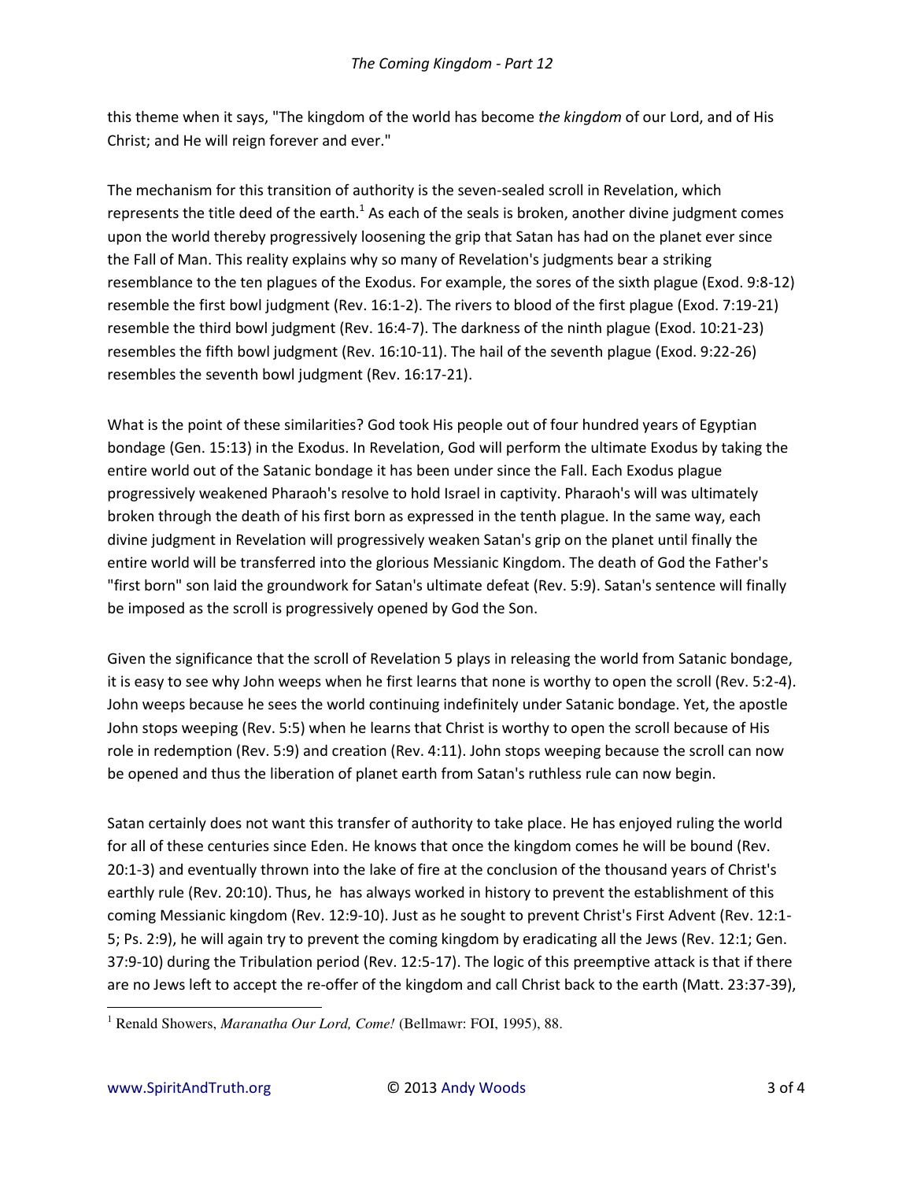this theme when it says, "The kingdom of the world has become *the kingdom* of our Lord, and of His Christ; and He will reign forever and ever."

The mechanism for this transition of authority is the seven-sealed scroll in Revelation, which represents the title deed of the earth.[1] As each of the seals is broken, another divine judgment comes upon the world thereby progressively loosening the grip that Satan has had on the planet ever since the Fall of Man. This reality explains why so many of Revelation's judgments bear a striking resemblance to the ten plagues of the Exodus. For example, the sores of the sixth plague (Exod. 9:8-12) resemble the first bowl judgment (Rev. 16:1-2). The rivers to blood of the first plague (Exod. 7:19-21) resemble the third bowl judgment (Rev. 16:4-7). The darkness of the ninth plague (Exod. 10:21-23) resembles the fifth bowl judgment (Rev. 16:10-11). The hail of the seventh plague (Exod. 9:22-26) resembles the seventh bowl judgment (Rev. 16:17-21).

What is the point of these similarities? God took His people out of four hundred years of Egyptian bondage (Gen. 15:13) in the Exodus. In Revelation, God will perform the ultimate Exodus by taking the entire world out of the Satanic bondage it has been under since the Fall. Each Exodus plague progressively weakened Pharaoh's resolve to hold Israel in captivity. Pharaoh's will was ultimately broken through the death of his first born as expressed in the tenth plague. In the same way, each divine judgment in Revelation will progressively weaken Satan's grip on the planet until finally the entire world will be transferred into the glorious Messianic Kingdom. The death of God the Father's "first born" son laid the groundwork for Satan's ultimate defeat (Rev. 5:9). Satan's sentence will finally be imposed as the scroll is progressively opened by God the Son.

Given the significance that the scroll of Revelation 5 plays in releasing the world from Satanic bondage, it is easy to see why John weeps when he first learns that none is worthy to open the scroll (Rev. 5:2-4). John weeps because he sees the world continuing indefinitely under Satanic bondage. Yet, the apostle John stops weeping (Rev. 5:5) when he learns that Christ is worthy to open the scroll because of His role in redemption (Rev. 5:9) and creation (Rev. 4:11). John stops weeping because the scroll can now be opened and thus the liberation of planet earth from Satan's ruthless rule can now begin.

Satan certainly does not want this transfer of authority to take place. He has enjoyed ruling the world for all of these centuries since Eden. He knows that once the kingdom comes he will be bound (Rev. 20:1-3) and eventually thrown into the lake of fire at the conclusion of the thousand years of Christ's earthly rule (Rev. 20:10). Thus, he has always worked in history to prevent the establishment of this coming Messianic kingdom (Rev. 12:9-10). Just as he sought to prevent Christ's First Advent (Rev. 12:1-5; Ps. 2:9), he will again try to prevent the coming kingdom by eradicating all the Jews (Rev. 12:1; Gen. 37:9-10) during the Tribulation period (Rev. 12:5-17). The logic of this preemptive attack is that if there are no Jews left to accept the re-offer of the kingdom and call Christ back to the earth (Matt. 23:37-39),

---

[1] Renald Showers, *Maranatha Our Lord, Come!* (Bellmawr: FOI, 1995), 88.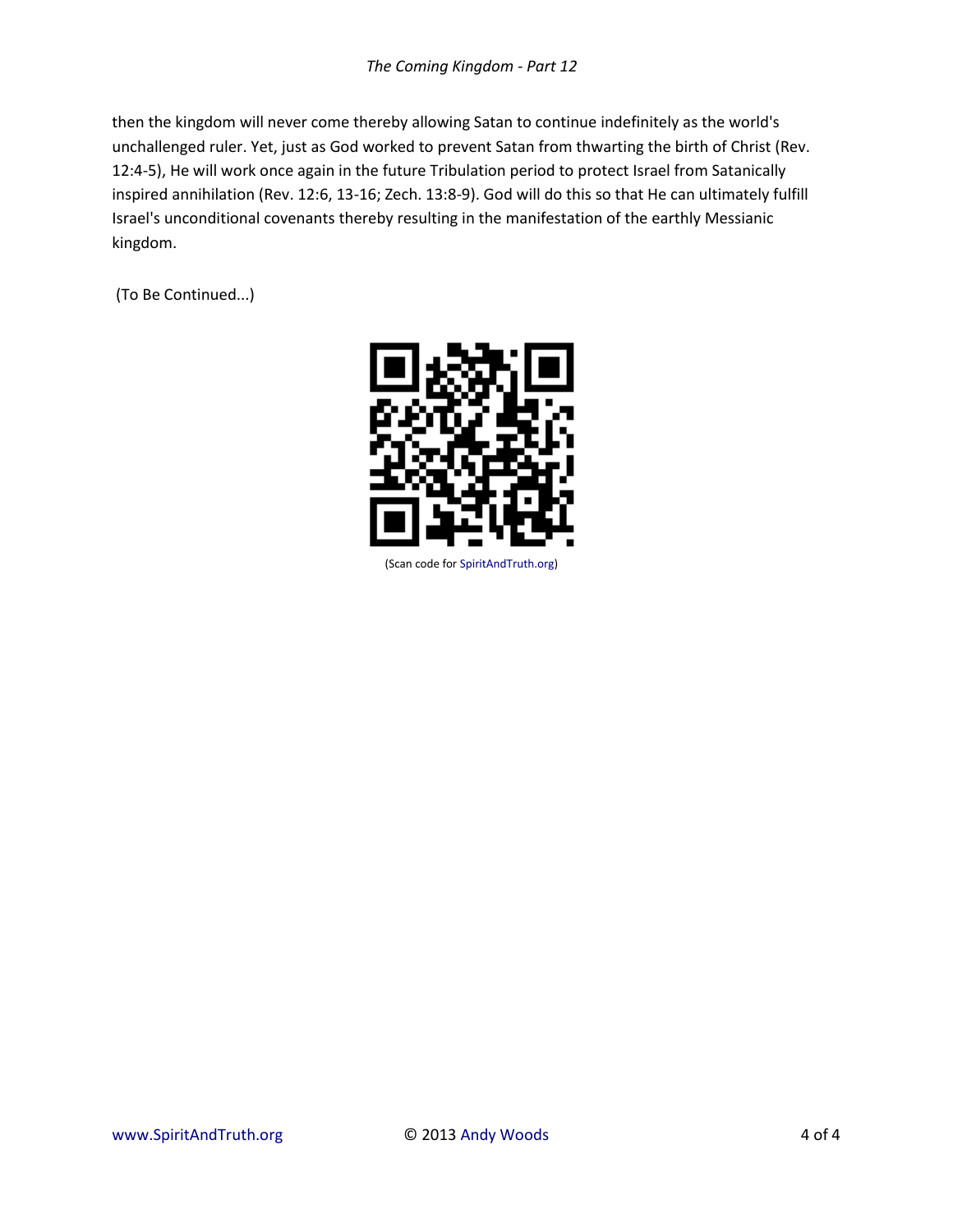then the kingdom will never come thereby allowing Satan to continue indefinitely as the world's unchallenged ruler. Yet, just as God worked to prevent Satan from thwarting the birth of Christ (Rev. 12:4-5), He will work once again in the future Tribulation period to protect Israel from Satanically inspired annihilation (Rev. 12:6, 13-16; Zech. 13:8-9). God will do this so that He can ultimately fulfill Israel's unconditional covenants thereby resulting in the manifestation of the earthly Messianic kingdom.

(To Be Continued...)

(Scan code for SpiritAndTruth.org)